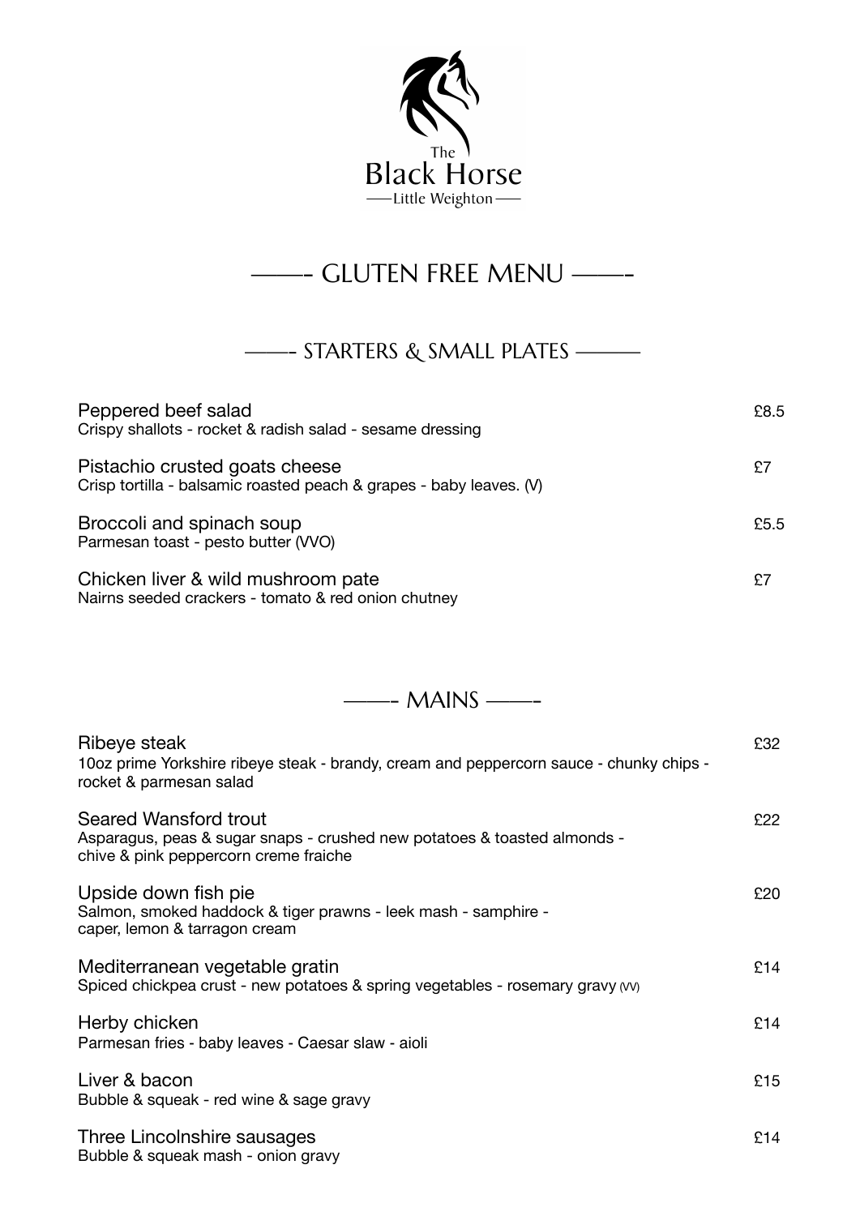The
# Black Horse
——Little Weighton——

## ——- GLUTEN FREE MENU ——-

### ——- STARTERS & SMALL PLATES ———

**Peppered beef salad** £8.5
Crispy shallots - rocket & radish salad - sesame dressing

**Pistachio crusted goats cheese** £7
Crisp tortilla - balsamic roasted peach & grapes - baby leaves. (V)

**Broccoli and spinach soup** £5.5
Parmesan toast - pesto butter (VVO)

**Chicken liver & wild mushroom pate** £7
Nairns seeded crackers - tomato & red onion chutney

### ——- MAINS ——-

**Ribeye steak** £32
10oz prime Yorkshire ribeye steak - brandy, cream and peppercorn sauce - chunky chips - rocket & parmesan salad

**Seared Wansford trout** £22
Asparagus, peas & sugar snaps - crushed new potatoes & toasted almonds - chive & pink peppercorn creme fraiche

**Upside down fish pie** £20
Salmon, smoked haddock & tiger prawns - leek mash - samphire - caper, lemon & tarragon cream

**Mediterranean vegetable gratin** £14
Spiced chickpea crust - new potatoes & spring vegetables - rosemary gravy (VV)

**Herby chicken** £14
Parmesan fries - baby leaves - Caesar slaw - aioli

**Liver & bacon** £15
Bubble & squeak - red wine & sage gravy

**Three Lincolnshire sausages** £14
Bubble & squeak mash - onion gravy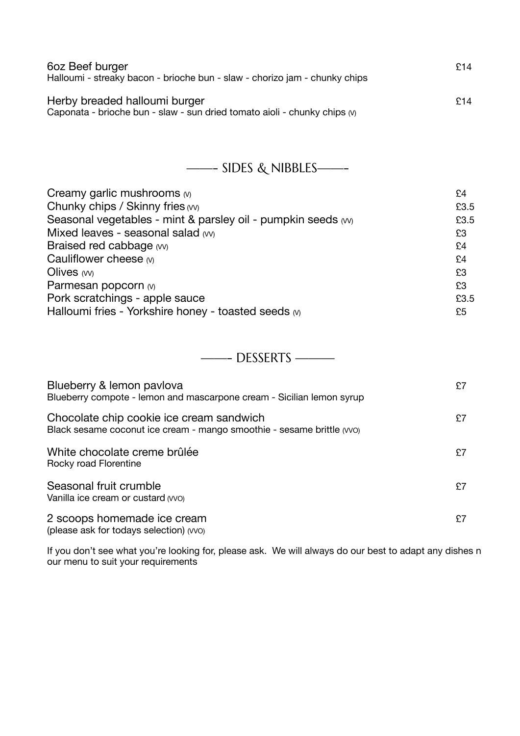6oz Beef burger £14
Halloumi - streaky bacon - brioche bun - slaw - chorizo jam - chunky chips

Herby breaded halloumi burger £14
Caponata - brioche bun - slaw - sun dried tomato aioli - chunky chips (V)

## ——- SIDES & NIBBLES——-

| | |
|---|---|
| Creamy garlic mushrooms (V) | £4 |
| Chunky chips / Skinny fries (VV) | £3.5 |
| Seasonal vegetables - mint & parsley oil - pumpkin seeds (VV) | £3.5 |
| Mixed leaves - seasonal salad (VV) | £3 |
| Braised red cabbage (VV) | £4 |
| Cauliflower cheese (V) | £4 |
| Olives (VV) | £3 |
| Parmesan popcorn (V) | £3 |
| Pork scratchings - apple sauce | £3.5 |
| Halloumi fries - Yorkshire honey - toasted seeds (V) | £5 |

## ——- DESSERTS ———

Blueberry & lemon pavlova £7
Blueberry compote - lemon and mascarpone cream - Sicilian lemon syrup

Chocolate chip cookie ice cream sandwich £7
Black sesame coconut ice cream - mango smoothie - sesame brittle (VVO)

White chocolate creme brûlée £7
Rocky road Florentine

Seasonal fruit crumble £7
Vanilla ice cream or custard (VVO)

2 scoops homemade ice cream £7
(please ask for todays selection) (VVO)

If you don't see what you're looking for, please ask. We will always do our best to adapt any dishes n our menu to suit your requirements